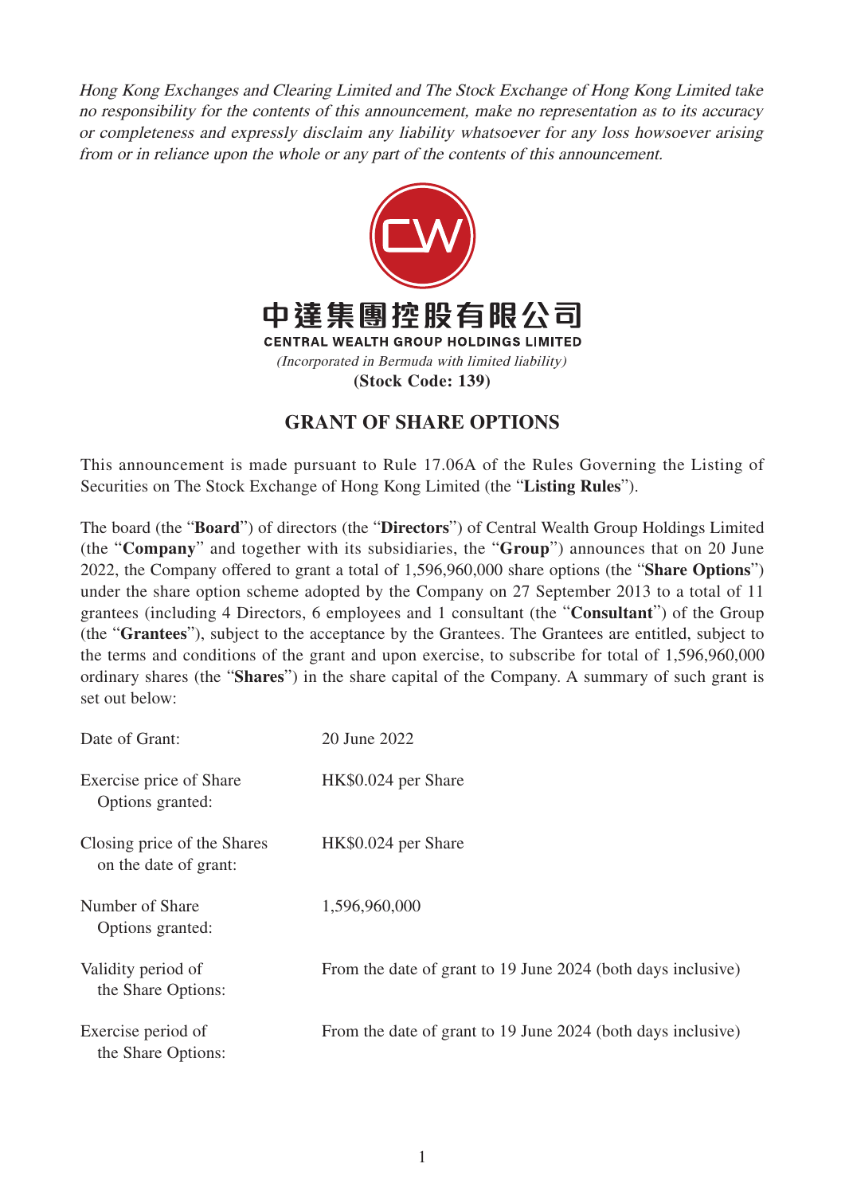*Hong Kong Exchanges and Clearing Limited and The Stock Exchange of Hong Kong Limited take no responsibility for the contents of this announcement, make no representation as to its accuracy or completeness and expressly disclaim any liability whatsoever for any loss howsoever arising from or in reliance upon the whole or any part of the contents of this announcement.*

中達集團控股有限公司

**CENTRAL WEALTH GROUP HOLDINGS LIMITED**

*(Incorporated in Bermuda with limited liability)*

**(Stock Code: 139)**

# GRANT OF SHARE OPTIONS

This announcement is made pursuant to Rule 17.06A of the Rules Governing the Listing of Securities on The Stock Exchange of Hong Kong Limited (the "**Listing Rules**").

The board (the "**Board**") of directors (the "**Directors**") of Central Wealth Group Holdings Limited (the "**Company**" and together with its subsidiaries, the "**Group**") announces that on 20 June 2022, the Company offered to grant a total of 1,596,960,000 share options (the "**Share Options**") under the share option scheme adopted by the Company on 27 September 2013 to a total of 11 grantees (including 4 Directors, 6 employees and 1 consultant (the "**Consultant**") of the Group (the "**Grantees**"), subject to the acceptance by the Grantees. The Grantees are entitled, subject to the terms and conditions of the grant and upon exercise, to subscribe for total of 1,596,960,000 ordinary shares (the "**Shares**") in the share capital of the Company. A summary of such grant is set out below:

| | |
|---|---|
| Date of Grant: | 20 June 2022 |
| Exercise price of Share Options granted: | HK$0.024 per Share |
| Closing price of the Shares on the date of grant: | HK$0.024 per Share |
| Number of Share Options granted: | 1,596,960,000 |
| Validity period of the Share Options: | From the date of grant to 19 June 2024 (both days inclusive) |
| Exercise period of the Share Options: | From the date of grant to 19 June 2024 (both days inclusive) |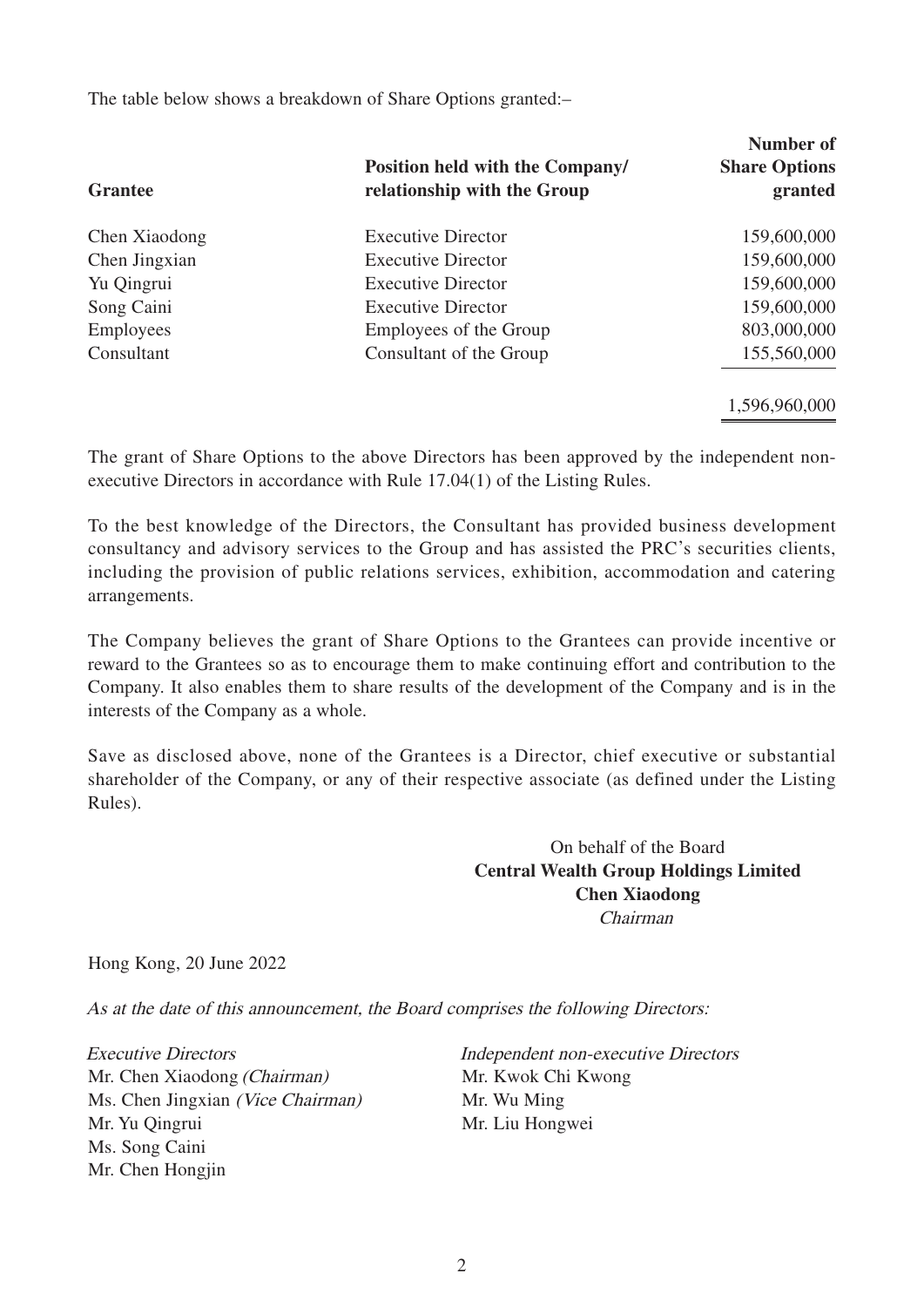The table below shows a breakdown of Share Options granted:–

| Grantee | Position held with the Company/ relationship with the Group | Number of Share Options granted |
|---|---|---|
| Chen Xiaodong | Executive Director | 159,600,000 |
| Chen Jingxian | Executive Director | 159,600,000 |
| Yu Qingrui | Executive Director | 159,600,000 |
| Song Caini | Executive Director | 159,600,000 |
| Employees | Employees of the Group | 803,000,000 |
| Consultant | Consultant of the Group | 155,560,000 |
| | | 1,596,960,000 |

The grant of Share Options to the above Directors has been approved by the independent non-executive Directors in accordance with Rule 17.04(1) of the Listing Rules.

To the best knowledge of the Directors, the Consultant has provided business development consultancy and advisory services to the Group and has assisted the PRC's securities clients, including the provision of public relations services, exhibition, accommodation and catering arrangements.

The Company believes the grant of Share Options to the Grantees can provide incentive or reward to the Grantees so as to encourage them to make continuing effort and contribution to the Company. It also enables them to share results of the development of the Company and is in the interests of the Company as a whole.

Save as disclosed above, none of the Grantees is a Director, chief executive or substantial shareholder of the Company, or any of their respective associate (as defined under the Listing Rules).

On behalf of the Board
**Central Wealth Group Holdings Limited**
**Chen Xiaodong**
*Chairman*

Hong Kong, 20 June 2022

*As at the date of this announcement, the Board comprises the following Directors:*

*Executive Directors*
Mr. Chen Xiaodong *(Chairman)*
Ms. Chen Jingxian *(Vice Chairman)*
Mr. Yu Qingrui
Ms. Song Caini
Mr. Chen Hongjin

*Independent non-executive Directors*
Mr. Kwok Chi Kwong
Mr. Wu Ming
Mr. Liu Hongwei